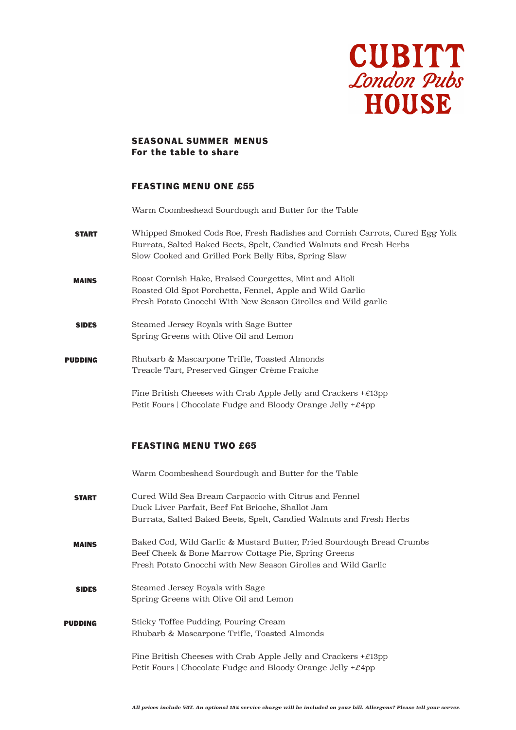# CUBITT HOUSE

*London Pubs*

## SEASONAL SUMMER MENUS
**For the table to share**

### FEASTING MENU ONE £55

Warm Coombeshead Sourdough and Butter for the Table

**START**

Whipped Smoked Cods Roe, Fresh Radishes and Cornish Carrots, Cured Egg Yolk
Burrata, Salted Baked Beets, Spelt, Candied Walnuts and Fresh Herbs
Slow Cooked and Grilled Pork Belly Ribs, Spring Slaw

**MAINS**

Roast Cornish Hake, Braised Courgettes, Mint and Alioli
Roasted Old Spot Porchetta, Fennel, Apple and Wild Garlic
Fresh Potato Gnocchi With New Season Girolles and Wild garlic

**SIDES**

Steamed Jersey Royals with Sage Butter
Spring Greens with Olive Oil and Lemon

**PUDDING**

Rhubarb & Mascarpone Trifle, Toasted Almonds
Treacle Tart, Preserved Ginger Crème Fraîche

Fine British Cheeses with Crab Apple Jelly and Crackers +£13pp
Petit Fours | Chocolate Fudge and Bloody Orange Jelly +£4pp

### FEASTING MENU TWO £65

Warm Coombeshead Sourdough and Butter for the Table

**START**

Cured Wild Sea Bream Carpaccio with Citrus and Fennel
Duck Liver Parfait, Beef Fat Brioche, Shallot Jam
Burrata, Salted Baked Beets, Spelt, Candied Walnuts and Fresh Herbs

**MAINS**

Baked Cod, Wild Garlic & Mustard Butter, Fried Sourdough Bread Crumbs
Beef Cheek & Bone Marrow Cottage Pie, Spring Greens
Fresh Potato Gnocchi with New Season Girolles and Wild Garlic

**SIDES**

Steamed Jersey Royals with Sage
Spring Greens with Olive Oil and Lemon

**PUDDING**

Sticky Toffee Pudding, Pouring Cream
Rhubarb & Mascarpone Trifle, Toasted Almonds

Fine British Cheeses with Crab Apple Jelly and Crackers +£13pp
Petit Fours | Chocolate Fudge and Bloody Orange Jelly +£4pp

***All prices include VAT. An optional 15% service charge will be included on your bill. Allergens? Please tell your server.***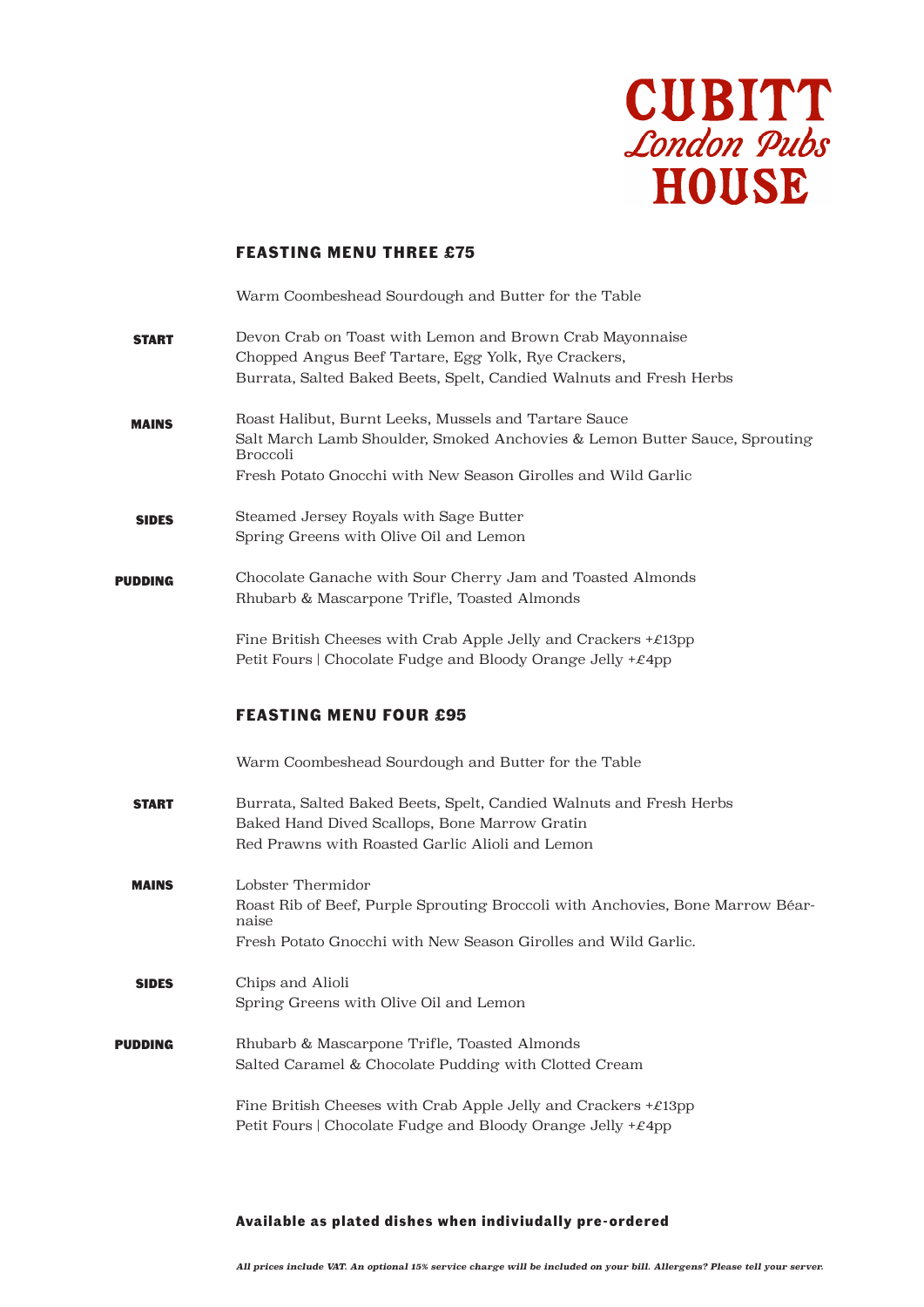CUBITT
London Pubs
HOUSE

## FEASTING MENU THREE £75

Warm Coombeshead Sourdough and Butter for the Table

**START**

Devon Crab on Toast with Lemon and Brown Crab Mayonnaise
Chopped Angus Beef Tartare, Egg Yolk, Rye Crackers,
Burrata, Salted Baked Beets, Spelt, Candied Walnuts and Fresh Herbs

**MAINS**

Roast Halibut, Burnt Leeks, Mussels and Tartare Sauce
Salt March Lamb Shoulder, Smoked Anchovies & Lemon Butter Sauce, Sprouting Broccoli
Fresh Potato Gnocchi with New Season Girolles and Wild Garlic

**SIDES**

Steamed Jersey Royals with Sage Butter
Spring Greens with Olive Oil and Lemon

**PUDDING**

Chocolate Ganache with Sour Cherry Jam and Toasted Almonds
Rhubarb & Mascarpone Trifle, Toasted Almonds

Fine British Cheeses with Crab Apple Jelly and Crackers +£13pp
Petit Fours | Chocolate Fudge and Bloody Orange Jelly +£4pp

## FEASTING MENU FOUR £95

Warm Coombeshead Sourdough and Butter for the Table

**START**

Burrata, Salted Baked Beets, Spelt, Candied Walnuts and Fresh Herbs
Baked Hand Dived Scallops, Bone Marrow Gratin
Red Prawns with Roasted Garlic Alioli and Lemon

**MAINS**

Lobster Thermidor
Roast Rib of Beef, Purple Sprouting Broccoli with Anchovies, Bone Marrow Béarnaise
Fresh Potato Gnocchi with New Season Girolles and Wild Garlic.

**SIDES**

Chips and Alioli
Spring Greens with Olive Oil and Lemon

**PUDDING**

Rhubarb & Mascarpone Trifle, Toasted Almonds
Salted Caramel & Chocolate Pudding with Clotted Cream

Fine British Cheeses with Crab Apple Jelly and Crackers +£13pp
Petit Fours | Chocolate Fudge and Bloody Orange Jelly +£4pp

**Available as plated dishes when indiviudally pre-ordered**

***All prices include VAT. An optional 15% service charge will be included on your bill. Allergens? Please tell your server.***